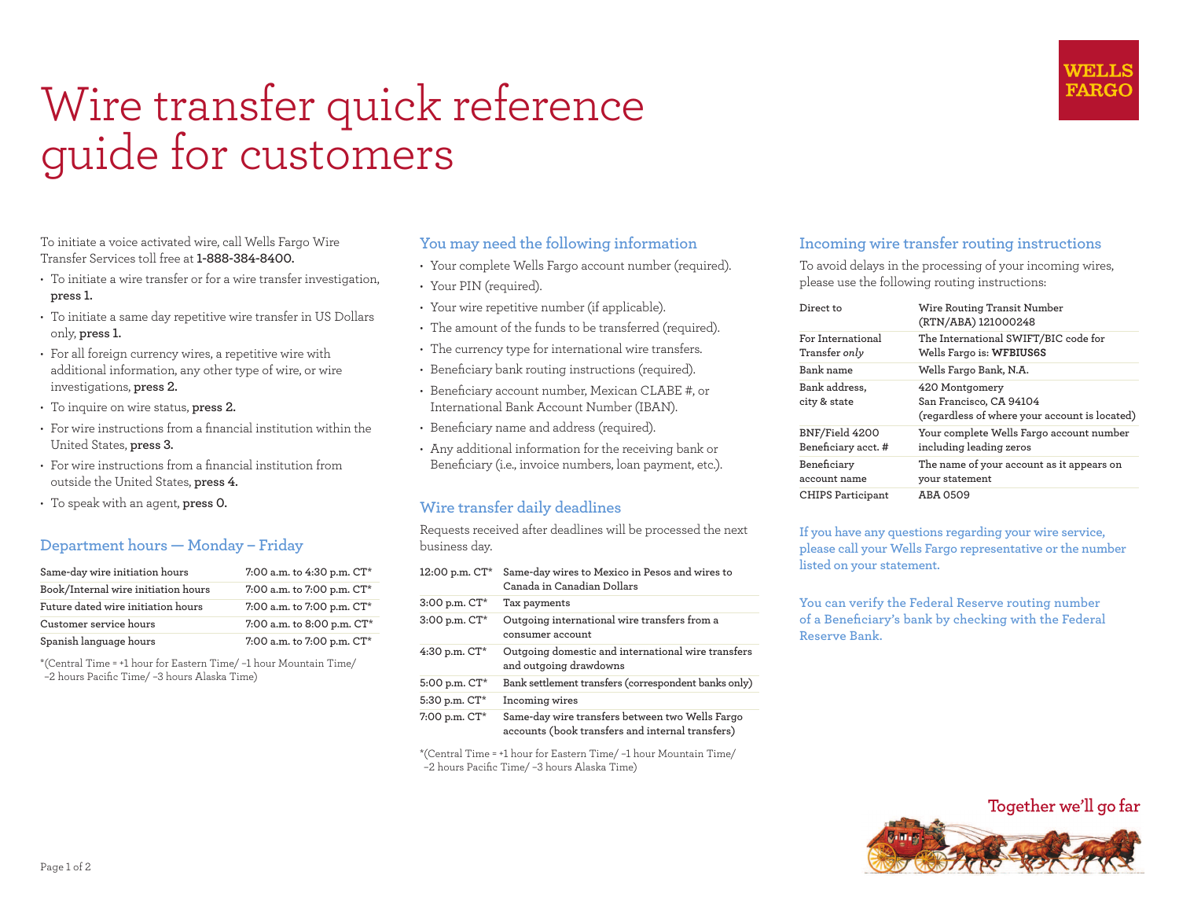# Wire transfer quick reference guide for customers

WELLS FARGO

To initiate a voice activated wire, call Wells Fargo Wire Transfer Services toll free at **1-888-384-8400.**

- To initiate a wire transfer or for a wire transfer investigation, **press 1.**
- To initiate a same day repetitive wire transfer in US Dollars only, **press 1.**
- For all foreign currency wires, a repetitive wire with additional information, any other type of wire, or wire investigations, **press 2.**
- To inquire on wire status, **press 2.**
- For wire instructions from a financial institution within the United States, **press 3.**
- For wire instructions from a financial institution from outside the United States, **press 4.**
- To speak with an agent, **press 0.**

## Department hours — Monday – Friday

| | |
|---|---|
| Same-day wire initiation hours | 7:00 a.m. to 4:30 p.m. CT* |
| Book/Internal wire initiation hours | 7:00 a.m. to 7:00 p.m. CT* |
| Future dated wire initiation hours | 7:00 a.m. to 7:00 p.m. CT* |
| Customer service hours | 7:00 a.m. to 8:00 p.m. CT* |
| Spanish language hours | 7:00 a.m. to 7:00 p.m. CT* |

*(Central Time = +1 hour for Eastern Time/ –1 hour Mountain Time/ –2 hours Pacific Time/ –3 hours Alaska Time)

## You may need the following information

- Your complete Wells Fargo account number (required).
- Your PIN (required).
- Your wire repetitive number (if applicable).
- The amount of the funds to be transferred (required).
- The currency type for international wire transfers.
- Beneficiary bank routing instructions (required).
- Beneficiary account number, Mexican CLABE #, or International Bank Account Number (IBAN).
- Beneficiary name and address (required).
- Any additional information for the receiving bank or Beneficiary (i.e., invoice numbers, loan payment, etc.).

## Wire transfer daily deadlines

Requests received after deadlines will be processed the next business day.

| | |
|---|---|
| 12:00 p.m. CT* | Same-day wires to Mexico in Pesos and wires to Canada in Canadian Dollars |
| 3:00 p.m. CT* | Tax payments |
| 3:00 p.m. CT* | Outgoing international wire transfers from a consumer account |
| 4:30 p.m. CT* | Outgoing domestic and international wire transfers and outgoing drawdowns |
| 5:00 p.m. CT* | Bank settlement transfers (correspondent banks only) |
| 5:30 p.m. CT* | Incoming wires |
| 7:00 p.m. CT* | Same-day wire transfers between two Wells Fargo accounts (book transfers and internal transfers) |

*(Central Time = +1 hour for Eastern Time/ –1 hour Mountain Time/ –2 hours Pacific Time/ –3 hours Alaska Time)

## Incoming wire transfer routing instructions

To avoid delays in the processing of your incoming wires, please use the following routing instructions:

| | |
|---|---|
| Direct to | Wire Routing Transit Number (RTN/ABA) 121000248 |
| For International Transfer *only* | The International SWIFT/BIC code for Wells Fargo is: **WFBIUS6S** |
| Bank name | Wells Fargo Bank, N.A. |
| Bank address, city & state | 420 Montgomery<br>San Francisco, CA 94104<br>(regardless of where your account is located) |
| BNF/Field 4200 Beneficiary acct. # | Your complete Wells Fargo account number including leading zeros |
| Beneficiary account name | The name of your account as it appears on your statement |
| CHIPS Participant | ABA 0509 |

If you have any questions regarding your wire service, please call your Wells Fargo representative or the number listed on your statement.

You can verify the Federal Reserve routing number of a Beneficiary's bank by checking with the Federal Reserve Bank.

Together we'll go far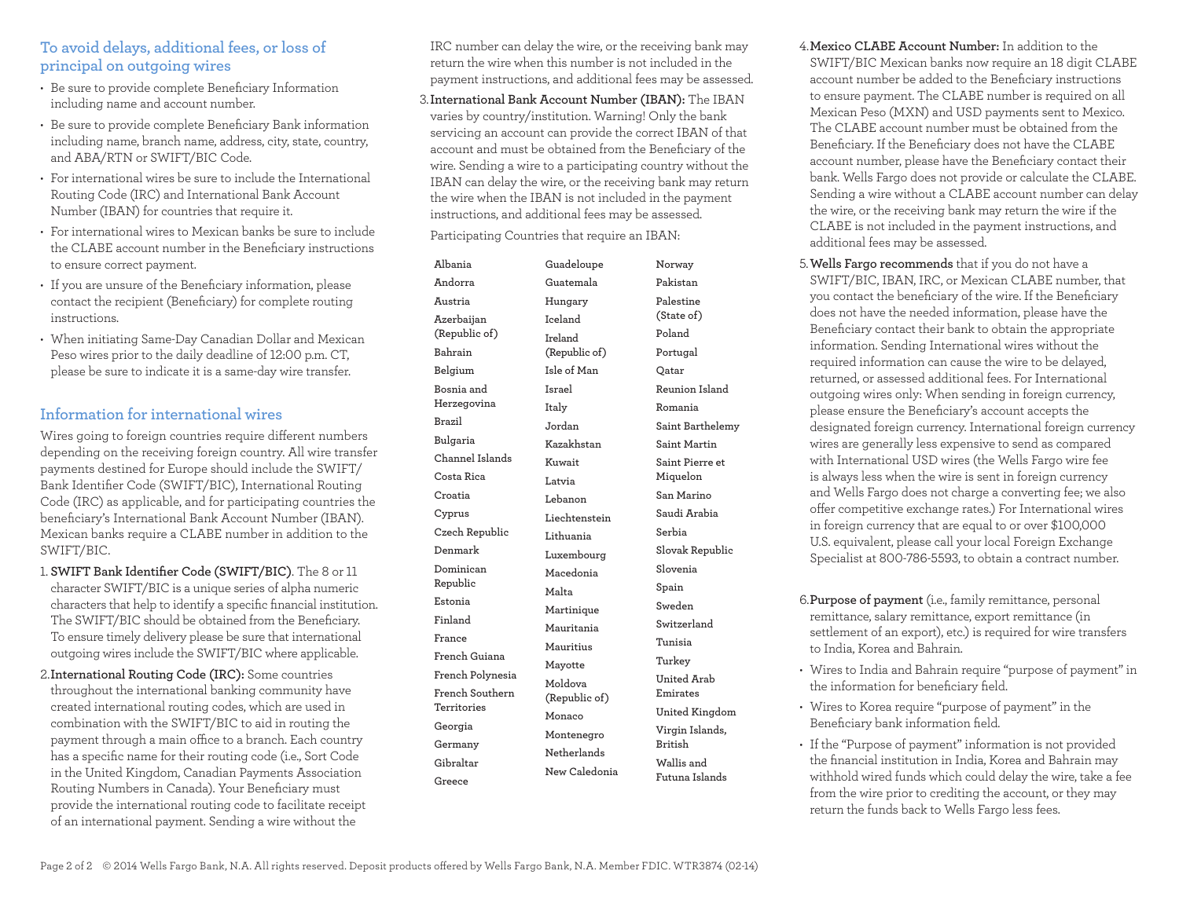## To avoid delays, additional fees, or loss of principal on outgoing wires

- Be sure to provide complete Beneficiary Information including name and account number.
- Be sure to provide complete Beneficiary Bank information including name, branch name, address, city, state, country, and ABA/RTN or SWIFT/BIC Code.
- For international wires be sure to include the International Routing Code (IRC) and International Bank Account Number (IBAN) for countries that require it.
- For international wires to Mexican banks be sure to include the CLABE account number in the Beneficiary instructions to ensure correct payment.
- If you are unsure of the Beneficiary information, please contact the recipient (Beneficiary) for complete routing instructions.
- When initiating Same-Day Canadian Dollar and Mexican Peso wires prior to the daily deadline of 12:00 p.m. CT, please be sure to indicate it is a same-day wire transfer.

## Information for international wires

Wires going to foreign countries require different numbers depending on the receiving foreign country. All wire transfer payments destined for Europe should include the SWIFT/Bank Identifier Code (SWIFT/BIC), International Routing Code (IRC) as applicable, and for participating countries the beneficiary's International Bank Account Number (IBAN). Mexican banks require a CLABE number in addition to the SWIFT/BIC.

1. **SWIFT Bank Identifier Code (SWIFT/BIC)**. The 8 or 11 character SWIFT/BIC is a unique series of alpha numeric characters that help to identify a specific financial institution. The SWIFT/BIC should be obtained from the Beneficiary. To ensure timely delivery please be sure that international outgoing wires include the SWIFT/BIC where applicable.
2. **International Routing Code (IRC):** Some countries throughout the international banking community have created international routing codes, which are used in combination with the SWIFT/BIC to aid in routing the payment through a main office to a branch. Each country has a specific name for their routing code (i.e., Sort Code in the United Kingdom, Canadian Payments Association Routing Numbers in Canada). Your Beneficiary must provide the international routing code to facilitate receipt of an international payment. Sending a wire without the IRC number can delay the wire, or the receiving bank may return the wire when this number is not included in the payment instructions, and additional fees may be assessed.
3. **International Bank Account Number (IBAN):** The IBAN varies by country/institution. Warning! Only the bank servicing an account can provide the correct IBAN of that account and must be obtained from the Beneficiary of the wire. Sending a wire to a participating country without the IBAN can delay the wire, or the receiving bank may return the wire when the IBAN is not included in the payment instructions, and additional fees may be assessed.

   Participating Countries that require an IBAN:

   | | | |
   |---|---|---|
   | **Albania** | **Guadeloupe** | **Norway** |
   | **Andorra** | **Guatemala** | **Pakistan** |
   | **Austria** | **Hungary** | **Palestine (State of)** |
   | **Azerbaijan (Republic of)** | **Iceland** | **Poland** |
   | **Bahrain** | **Ireland (Republic of)** | **Portugal** |
   | **Belgium** | **Isle of Man** | **Qatar** |
   | **Bosnia and Herzegovina** | **Israel** | **Reunion Island** |
   | **Brazil** | **Italy** | **Romania** |
   | **Bulgaria** | **Jordan** | **Saint Barthelemy** |
   | **Channel Islands** | **Kazakhstan** | **Saint Martin** |
   | **Costa Rica** | **Kuwait** | **Saint Pierre et Miquelon** |
   | **Croatia** | **Latvia** | **San Marino** |
   | **Cyprus** | **Lebanon** | **Saudi Arabia** |
   | **Czech Republic** | **Liechtenstein** | **Serbia** |
   | **Denmark** | **Lithuania** | **Slovak Republic** |
   | **Dominican Republic** | **Luxembourg** | **Slovenia** |
   | **Estonia** | **Macedonia** | **Spain** |
   | **Finland** | **Malta** | **Sweden** |
   | **France** | **Martinique** | **Switzerland** |
   | **French Guiana** | **Mauritania** | **Tunisia** |
   | **French Polynesia** | **Mauritius** | **Turkey** |
   | **French Southern Territories** | **Mayotte** | **United Arab Emirates** |
   | **Georgia** | **Moldova (Republic of)** | **United Kingdom** |
   | **Germany** | **Monaco** | **Virgin Islands, British** |
   | **Gibraltar** | **Montenegro** | **Wallis and Futuna Islands** |
   | **Greece** | **Netherlands** | |
   | | **New Caledonia** | |

4. **Mexico CLABE Account Number:** In addition to the SWIFT/BIC Mexican banks now require an 18 digit CLABE account number be added to the Beneficiary instructions to ensure payment. The CLABE number is required on all Mexican Peso (MXN) and USD payments sent to Mexico. The CLABE account number must be obtained from the Beneficiary. If the Beneficiary does not have the CLABE account number, please have the Beneficiary contact their bank. Wells Fargo does not provide or calculate the CLABE. Sending a wire without a CLABE account number can delay the wire, or the receiving bank may return the wire if the CLABE is not included in the payment instructions, and additional fees may be assessed.
5. **Wells Fargo recommends** that if you do not have a SWIFT/BIC, IBAN, IRC, or Mexican CLABE number, that you contact the beneficiary of the wire. If the Beneficiary does not have the needed information, please have the Beneficiary contact their bank to obtain the appropriate information. Sending International wires without the required information can cause the wire to be delayed, returned, or assessed additional fees. For International outgoing wires only: When sending in foreign currency, please ensure the Beneficiary's account accepts the designated foreign currency. International foreign currency wires are generally less expensive to send as compared with International USD wires (the Wells Fargo wire fee is always less when the wire is sent in foreign currency and Wells Fargo does not charge a converting fee; we also offer competitive exchange rates.) For International wires in foreign currency that are equal to or over $100,000 U.S. equivalent, please call your local Foreign Exchange Specialist at 800-786-5593, to obtain a contract number.
6. **Purpose of payment** (i.e., family remittance, personal remittance, salary remittance, export remittance (in settlement of an export), etc.) is required for wire transfers to India, Korea and Bahrain.
   - Wires to India and Bahrain require "purpose of payment" in the information for beneficiary field.
   - Wires to Korea require "purpose of payment" in the Beneficiary bank information field.
   - If the "Purpose of payment" information is not provided the financial institution in India, Korea and Bahrain may withhold wired funds which could delay the wire, take a fee from the wire prior to crediting the account, or they may return the funds back to Wells Fargo less fees.

© 2014 Wells Fargo Bank, N.A. All rights reserved. Deposit products offered by Wells Fargo Bank, N.A. Member FDIC. WTR3874 (02-14)